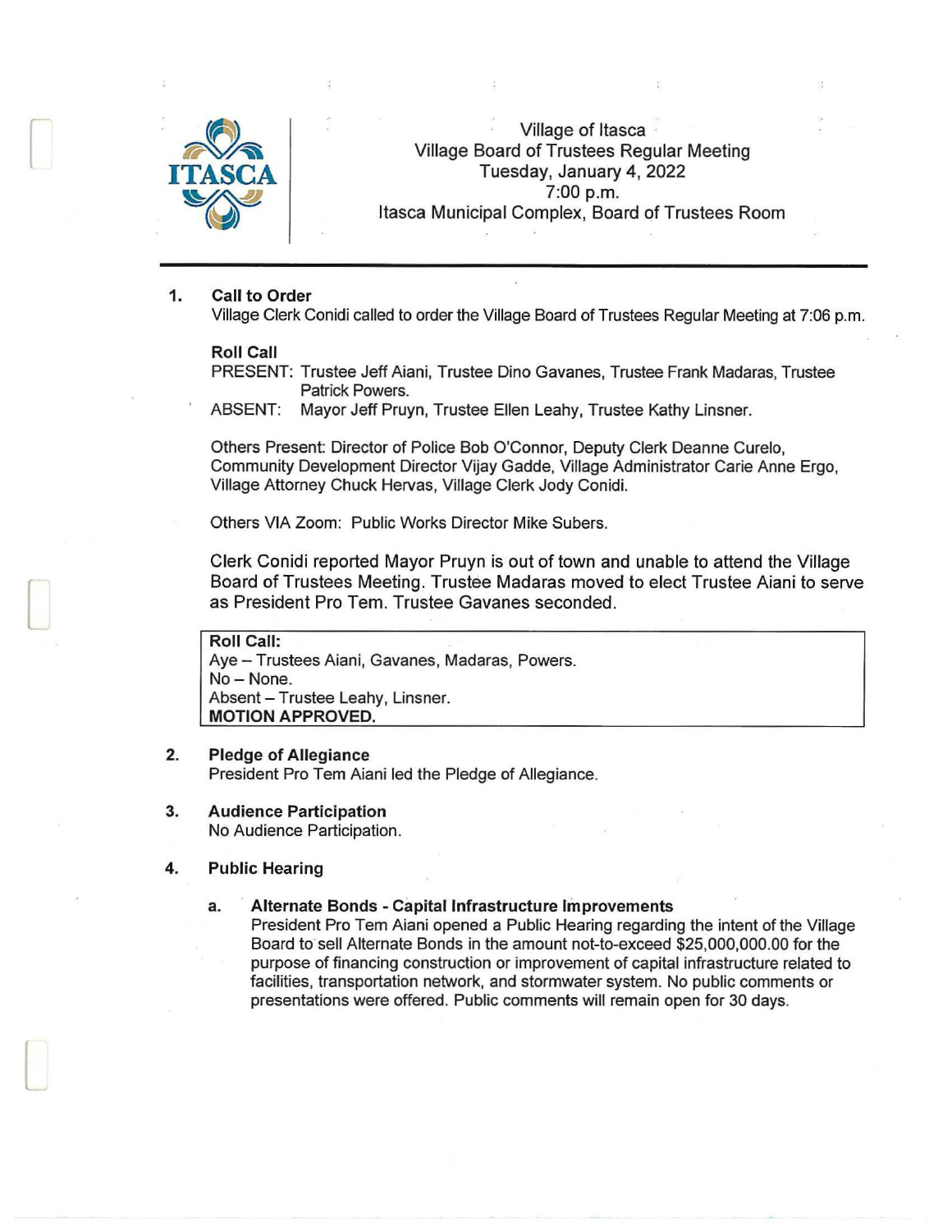Village of Itasca
Village Board of Trustees Regular Meeting
Tuesday, January 4, 2022
7:00 p.m.
Itasca Municipal Complex, Board of Trustees Room

---

**1. Call to Order**

Village Clerk Conidi called to order the Village Board of Trustees Regular Meeting at 7:06 p.m.

**Roll Call**

PRESENT: Trustee Jeff Aiani, Trustee Dino Gavanes, Trustee Frank Madaras, Trustee Patrick Powers.

ABSENT: Mayor Jeff Pruyn, Trustee Ellen Leahy, Trustee Kathy Linsner.

Others Present: Director of Police Bob O'Connor, Deputy Clerk Deanne Curelo, Community Development Director Vijay Gadde, Village Administrator Carie Anne Ergo, Village Attorney Chuck Hervas, Village Clerk Jody Conidi.

Others VIA Zoom: Public Works Director Mike Subers.

Clerk Conidi reported Mayor Pruyn is out of town and unable to attend the Village Board of Trustees Meeting. Trustee Madaras moved to elect Trustee Aiani to serve as President Pro Tem. Trustee Gavanes seconded.

**Roll Call:**
Aye – Trustees Aiani, Gavanes, Madaras, Powers.
No – None.
Absent – Trustee Leahy, Linsner.
**MOTION APPROVED.**

**2. Pledge of Allegiance**

President Pro Tem Aiani led the Pledge of Allegiance.

**3. Audience Participation**

No Audience Participation.

**4. Public Hearing**

**a. Alternate Bonds - Capital Infrastructure Improvements**

President Pro Tem Aiani opened a Public Hearing regarding the intent of the Village Board to sell Alternate Bonds in the amount not-to-exceed $25,000,000.00 for the purpose of financing construction or improvement of capital infrastructure related to facilities, transportation network, and stormwater system. No public comments or presentations were offered. Public comments will remain open for 30 days.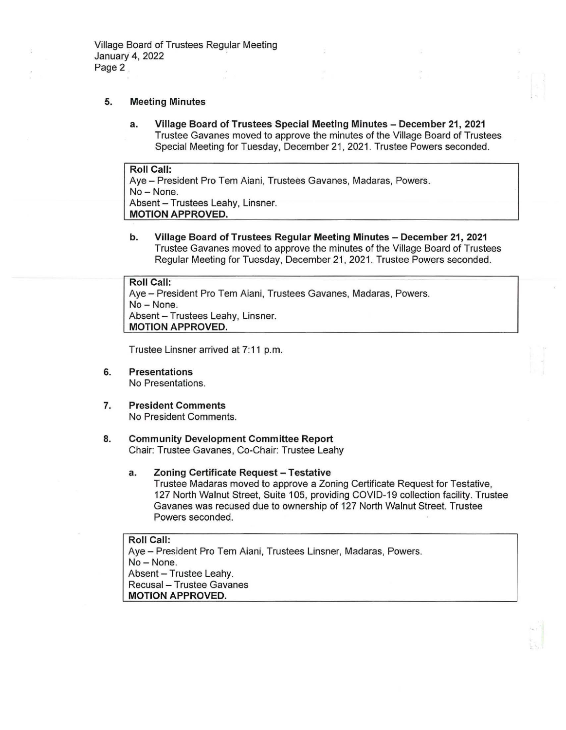## 5. Meeting Minutes

### a. Village Board of Trustees Special Meeting Minutes – December 21, 2021

Trustee Gavanes moved to approve the minutes of the Village Board of Trustees Special Meeting for Tuesday, December 21, 2021. Trustee Powers seconded.

> **Roll Call:**
> Aye – President Pro Tem Aiani, Trustees Gavanes, Madaras, Powers.
> No – None.
> Absent – Trustees Leahy, Linsner.
> **MOTION APPROVED.**

### b. Village Board of Trustees Regular Meeting Minutes – December 21, 2021

Trustee Gavanes moved to approve the minutes of the Village Board of Trustees Regular Meeting for Tuesday, December 21, 2021. Trustee Powers seconded.

> **Roll Call:**
> Aye – President Pro Tem Aiani, Trustees Gavanes, Madaras, Powers.
> No – None.
> Absent – Trustees Leahy, Linsner.
> **MOTION APPROVED.**

Trustee Linsner arrived at 7:11 p.m.

## 6. Presentations

No Presentations.

## 7. President Comments

No President Comments.

## 8. Community Development Committee Report

Chair: Trustee Gavanes, Co-Chair: Trustee Leahy

### a. Zoning Certificate Request – Testative

Trustee Madaras moved to approve a Zoning Certificate Request for Testative, 127 North Walnut Street, Suite 105, providing COVID-19 collection facility. Trustee Gavanes was recused due to ownership of 127 North Walnut Street. Trustee Powers seconded.

> **Roll Call:**
> Aye – President Pro Tem Aiani, Trustees Linsner, Madaras, Powers.
> No – None.
> Absent – Trustee Leahy.
> Recusal – Trustee Gavanes
> **MOTION APPROVED.**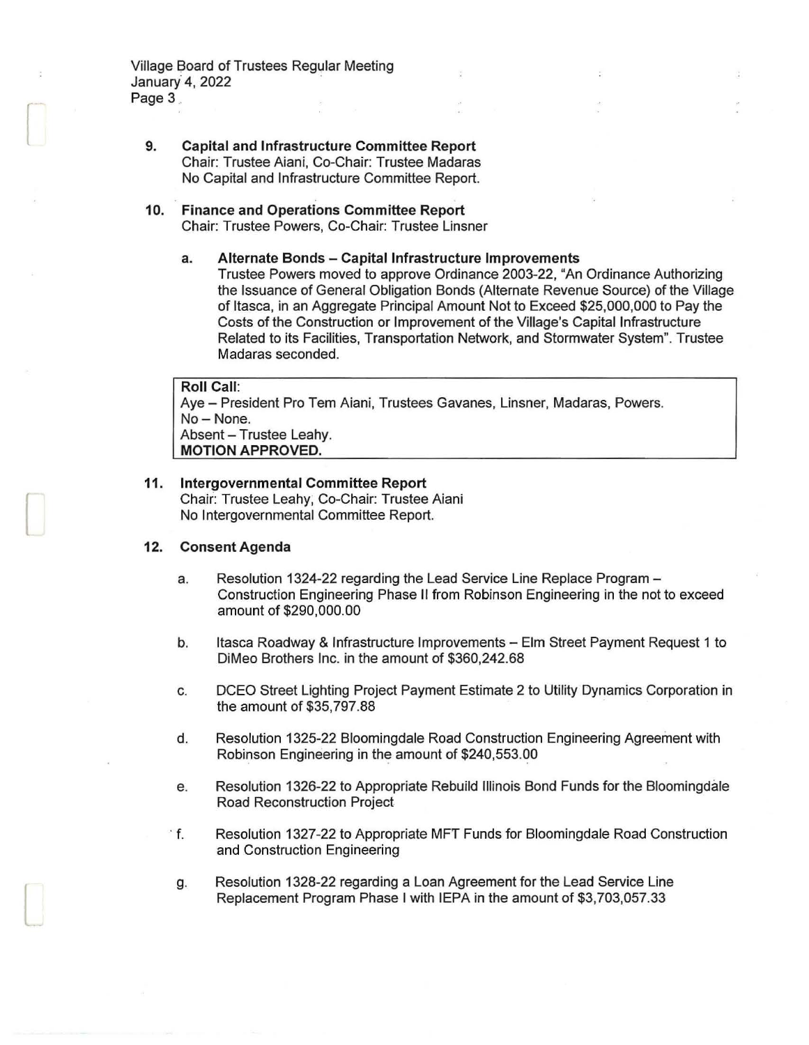9. **Capital and Infrastructure Committee Report**
   Chair: Trustee Aiani, Co-Chair: Trustee Madaras
   No Capital and Infrastructure Committee Report.

10. **Finance and Operations Committee Report**
    Chair: Trustee Powers, Co-Chair: Trustee Linsner

    a. **Alternate Bonds – Capital Infrastructure Improvements**
       Trustee Powers moved to approve Ordinance 2003-22, "An Ordinance Authorizing the Issuance of General Obligation Bonds (Alternate Revenue Source) of the Village of Itasca, in an Aggregate Principal Amount Not to Exceed $25,000,000 to Pay the Costs of the Construction or Improvement of the Village's Capital Infrastructure Related to its Facilities, Transportation Network, and Stormwater System". Trustee Madaras seconded.

**Roll Call**:
Aye – President Pro Tem Aiani, Trustees Gavanes, Linsner, Madaras, Powers.
No – None.
Absent – Trustee Leahy.
**MOTION APPROVED.**

11. **Intergovernmental Committee Report**
    Chair: Trustee Leahy, Co-Chair: Trustee Aiani
    No Intergovernmental Committee Report.

12. **Consent Agenda**

    a. Resolution 1324-22 regarding the Lead Service Line Replace Program – Construction Engineering Phase II from Robinson Engineering in the not to exceed amount of $290,000.00

    b. Itasca Roadway & Infrastructure Improvements – Elm Street Payment Request 1 to DiMeo Brothers Inc. in the amount of $360,242.68

    c. DCEO Street Lighting Project Payment Estimate 2 to Utility Dynamics Corporation in the amount of $35,797.88

    d. Resolution 1325-22 Bloomingdale Road Construction Engineering Agreement with Robinson Engineering in the amount of $240,553.00

    e. Resolution 1326-22 to Appropriate Rebuild Illinois Bond Funds for the Bloomingdale Road Reconstruction Project

    f. Resolution 1327-22 to Appropriate MFT Funds for Bloomingdale Road Construction and Construction Engineering

    g. Resolution 1328-22 regarding a Loan Agreement for the Lead Service Line Replacement Program Phase I with IEPA in the amount of $3,703,057.33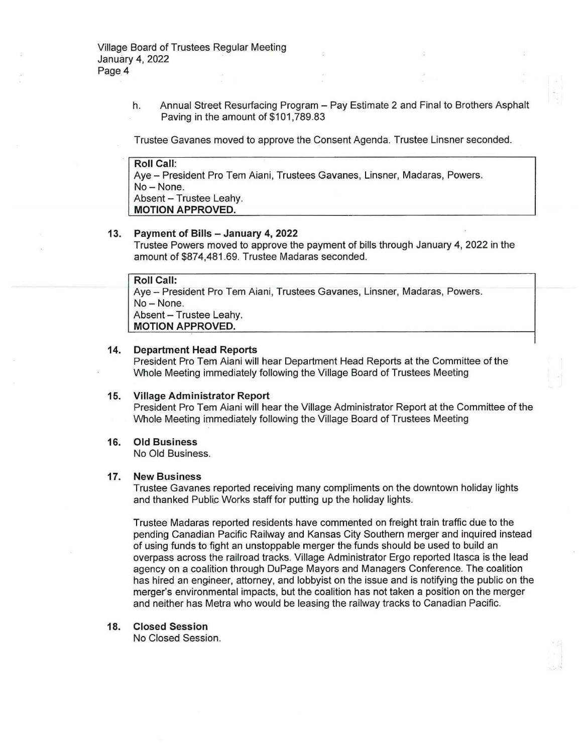h. Annual Street Resurfacing Program – Pay Estimate 2 and Final to Brothers Asphalt Paving in the amount of $101,789.83

Trustee Gavanes moved to approve the Consent Agenda. Trustee Linsner seconded.

| **Roll Call:** |
|---|
| Aye – President Pro Tem Aiani, Trustees Gavanes, Linsner, Madaras, Powers. |
| No – None. |
| Absent – Trustee Leahy. |
| **MOTION APPROVED.** |

**13. Payment of Bills – January 4, 2022**

Trustee Powers moved to approve the payment of bills through January 4, 2022 in the amount of $874,481.69. Trustee Madaras seconded.

| **Roll Call:** |
|---|
| Aye – President Pro Tem Aiani, Trustees Gavanes, Linsner, Madaras, Powers. |
| No – None. |
| Absent – Trustee Leahy. |
| **MOTION APPROVED.** |

**14. Department Head Reports**

President Pro Tem Aiani will hear Department Head Reports at the Committee of the Whole Meeting immediately following the Village Board of Trustees Meeting

**15. Village Administrator Report**

President Pro Tem Aiani will hear the Village Administrator Report at the Committee of the Whole Meeting immediately following the Village Board of Trustees Meeting

**16. Old Business**

No Old Business.

**17. New Business**

Trustee Gavanes reported receiving many compliments on the downtown holiday lights and thanked Public Works staff for putting up the holiday lights.

Trustee Madaras reported residents have commented on freight train traffic due to the pending Canadian Pacific Railway and Kansas City Southern merger and inquired instead of using funds to fight an unstoppable merger the funds should be used to build an overpass across the railroad tracks. Village Administrator Ergo reported Itasca is the lead agency on a coalition through DuPage Mayors and Managers Conference. The coalition has hired an engineer, attorney, and lobbyist on the issue and is notifying the public on the merger's environmental impacts, but the coalition has not taken a position on the merger and neither has Metra who would be leasing the railway tracks to Canadian Pacific.

**18. Closed Session**

No Closed Session.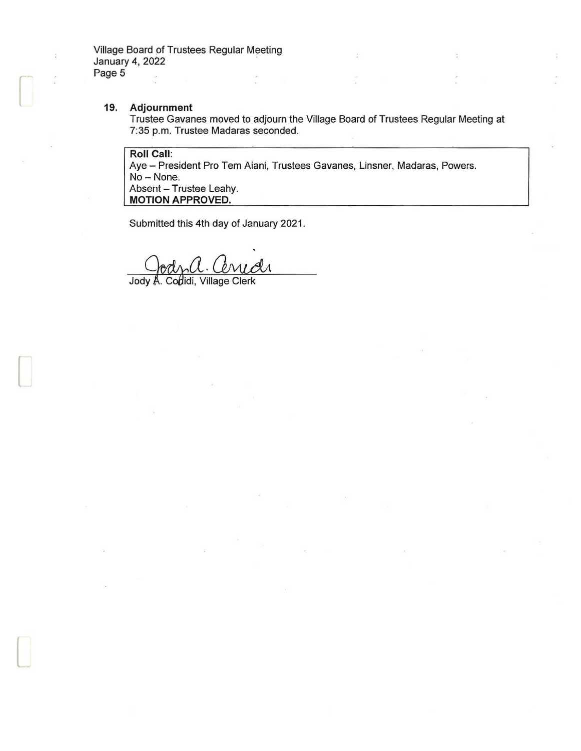**19. Adjournment**

Trustee Gavanes moved to adjourn the Village Board of Trustees Regular Meeting at 7:35 p.m. Trustee Madaras seconded.

| |
|---|
| **Roll Call**: |
| Aye – President Pro Tem Aiani, Trustees Gavanes, Linsner, Madaras, Powers. |
| No – None. |
| Absent – Trustee Leahy. |
| **MOTION APPROVED.** |

Submitted this 4th day of January 2021.

Jody A. Cocidi, Village Clerk